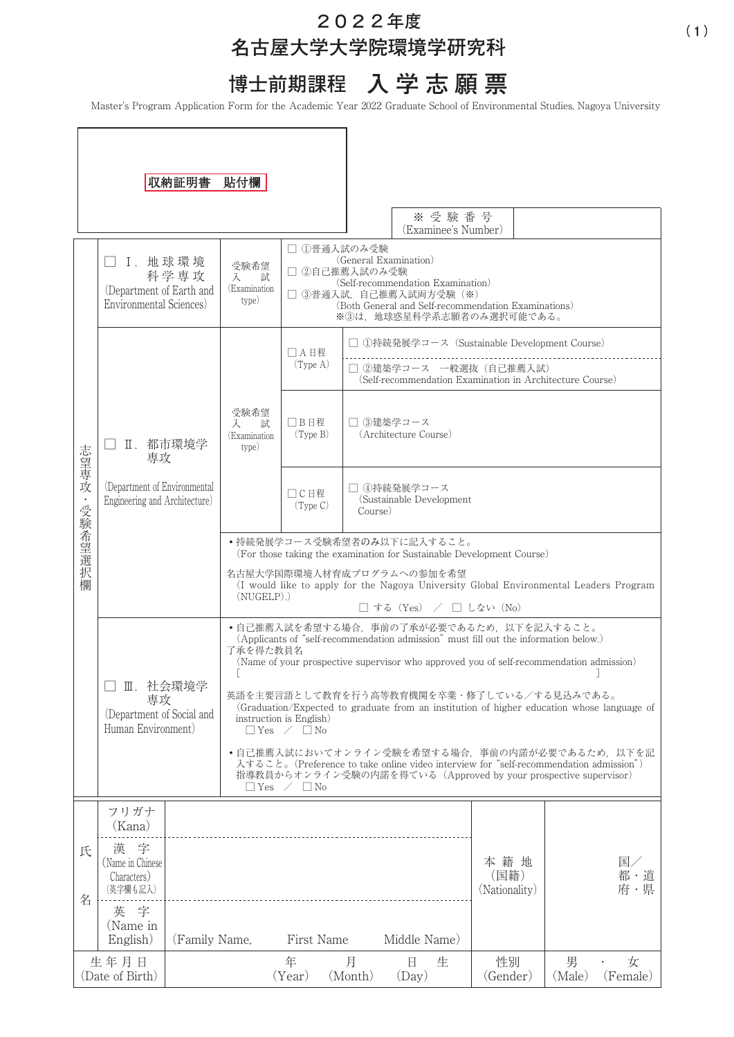# ２０２２年度
# 名古屋大学大学院環境学研究科
# 博士前期課程　入学志願票

Master's Program Application Form for the Academic Year 2022 Graduate School of Environmental Studies, Nagoya University

| 収納証明書　貼付欄 | ※受験番号 (Examinee's Number) | |
|---|---|---|

**志望専攻・受験希望選択欄**

| 志望専攻 | 受験希望入試 (Examination type) | | |
|---|---|---|---|
| □ Ⅰ．地球環境科学専攻 (Department of Earth and Environmental Sciences) | □ ①普通入試のみ受験 (General Examination)<br>□ ②自己推薦入試のみ受験 (Self-recommendation Examination)<br>□ ③普通入試，自己推薦入試両方受験（※） (Both General and Self-recommendation Examinations)<br>※③は，地球惑星科学系志願者のみ選択可能である。 | | |
| □ Ⅱ．都市環境学専攻 (Department of Environmental Engineering and Architecture) | □A日程 (Type A) | □ ①持続発展学コース（Sustainable Development Course）<br>□ ②建築学コース　一般選抜（自己推薦入試） (Self-recommendation Examination in Architecture Course) | |
| | □B日程 (Type B) | □ ③建築学コース (Architecture Course) | |
| | □C日程 (Type C) | □ ④持続発展学コース (Sustainable Development Course) | |
| | •持続発展学コース受験希望者のみ以下に記入すること。 (For those taking the examination for Sustainable Development Course)<br>名古屋大学国際環境人材育成プログラムへの参加を希望 (I would like to apply for the Nagoya University Global Environmental Leaders Program (NUGELP).)<br>□ する (Yes)　／　□ しない (No) | | |
| □ Ⅲ．社会環境学専攻 (Department of Social and Human Environment) | •自己推薦入試を希望する場合，事前の了承が必要であるため，以下を記入すること。 (Applicants of "self-recommendation admission" must fill out the information below.)<br>了承を得た教員名 (Name of your prospective supervisor who approved you of self-recommendation admission)<br>[　　　　　　　　　　　　　　　　　　　　]<br>英語を主要言語として教育を行う高等教育機関を卒業・修了している／する見込みである。 (Graduation/Expected to graduate from an institution of higher education whose language of instruction is English)<br>□ Yes　／　□ No<br>•自己推薦入試においてオンライン受験を希望する場合，事前の内諾が必要であるため，以下を記入すること。(Preference to take online video interview for "self-recommendation admission")<br>指導教員からオンライン受験の内諾を得ている（Approved by your prospective supervisor）<br>□ Yes　／　□ No | | |

| 氏名 | | | | |
|---|---|---|---|---|
| フリガナ (Kana) | | 本籍地 (国籍) (Nationality) | 国／都・道府・県 |
| 漢字 (Name in Chinese Characters) (英字欄も記入) | | | |
| 英字 (Name in English) | (Family Name,　First Name　Middle Name) | | |
| 生年月日 (Date of Birth) | 年 (Year)　月 (Month)　日 (Day)　生 | 性別 (Gender) | 男 (Male)　・　女 (Female) |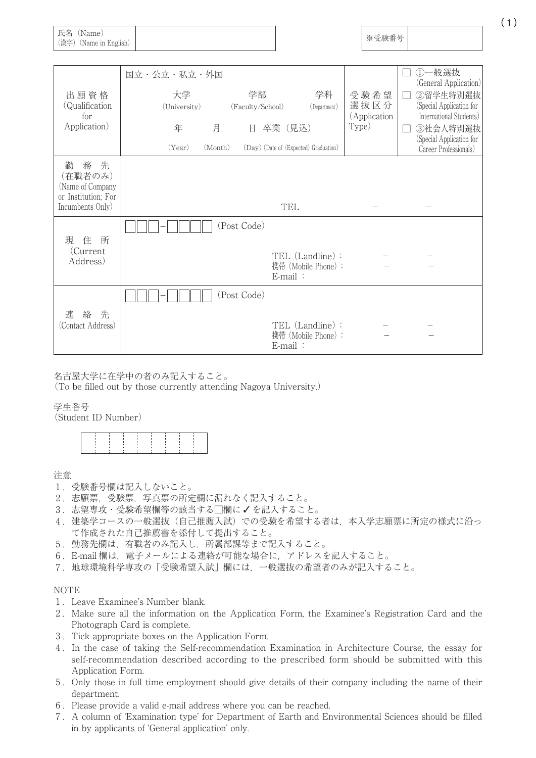| 氏名（Name）<br>（漢字）(Name in English) | | ※受験番号 | |
|---|---|---|---|

| | | | |
|---|---|---|---|
| 出願資格<br>(Qualification for Application) | 国立・公立・私立・外国<br>大学 (University)　学部 (Faculty/School)　学科 (Department)<br>年 (Year)　月 (Month)　日 (Day) 卒業（見込）(Date of (Expected) Graduation) | 受験希望選抜区分<br>(Application Type) | □ ①一般選抜 (General Application)<br>□ ②留学生特別選抜 (Special Application for International Students)<br>□ ③社会人特別選抜 (Special Application for Career Professionals) |
| 勤務先<br>（在職者のみ）<br>(Name of Company or Institution; For Incumbents Only) | TEL　－　－ | | |
| 現住所<br>(Current Address) | □□□－□□□□ (Post Code)<br>TEL (Landline)：　－　－<br>携帯 (Mobile Phone)：　－　－<br>E-mail： | | |
| 連絡先<br>(Contact Address) | □□□－□□□□ (Post Code)<br>TEL (Landline)：　－　－<br>携帯 (Mobile Phone)：　－　－<br>E-mail： | | |

名古屋大学に在学中の者のみ記入すること。
(To be filled out by those currently attending Nagoya University.)

学生番号
(Student ID Number)

| | | | | | | | | |
|---|---|---|---|---|---|---|---|---|
| | | | | | | | | |

注意

1．受験番号欄は記入しないこと。
2．志願票，受験票，写真票の所定欄に漏れなく記入すること。
3．志望専攻・受験希望欄等の該当する□欄に✓を記入すること。
4．建築学コースの一般選抜（自己推薦入試）での受験を希望する者は，本入学志願票に所定の様式に沿って作成された自己推薦書を添付して提出すること。
5．勤務先欄は，有職者のみ記入し，所属部課等まで記入すること。
6．E-mail 欄は，電子メールによる連絡が可能な場合に，アドレスを記入すること。
7．地球環境科学専攻の「受験希望入試」欄には，一般選抜の希望者のみが記入すること。

NOTE

1．Leave Examinee's Number blank.
2．Make sure all the information on the Application Form, the Examinee's Registration Card and the Photograph Card is complete.
3．Tick appropriate boxes on the Application Form.
4．In the case of taking the Self-recommendation Examination in Architecture Course, the essay for self-recommendation described according to the prescribed form should be submitted with this Application Form.
5．Only those in full time employment should give details of their company including the name of their department.
6．Please provide a valid e-mail address where you can be reached.
7．A column of 'Examination type' for Department of Earth and Environmental Sciences should be filled in by applicants of 'General application' only.